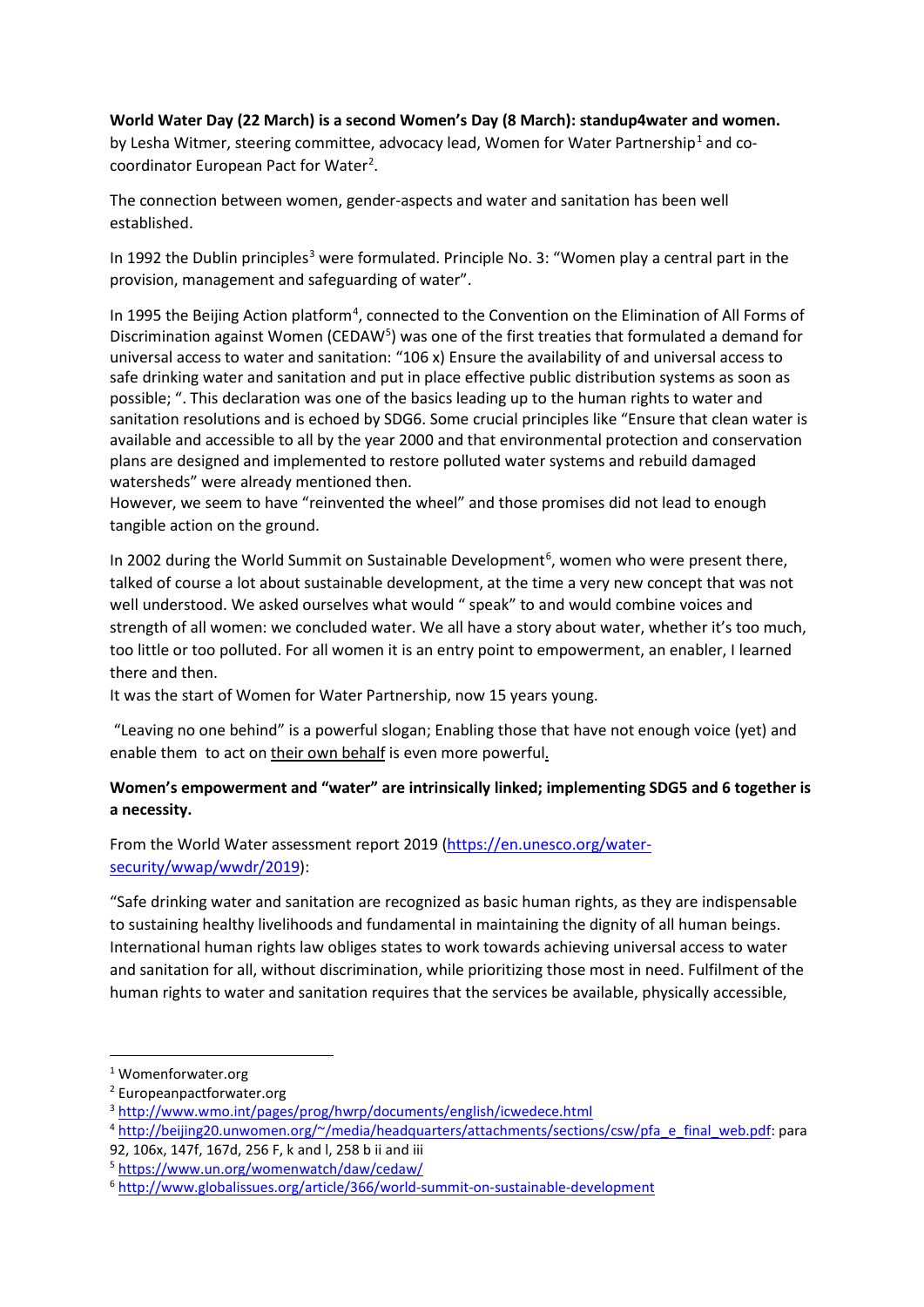**World Water Day (22 March) is a second Women's Day (8 March): standup4water and women.**
by Lesha Witmer, steering committee, advocacy lead, Women for Water Partnership[1] and co-coordinator European Pact for Water[2].

The connection between women, gender-aspects and water and sanitation has been well established.

In 1992 the Dublin principles[3] were formulated. Principle No. 3: "Women play a central part in the provision, management and safeguarding of water".

In 1995 the Beijing Action platform[4], connected to the Convention on the Elimination of All Forms of Discrimination against Women (CEDAW[5]) was one of the first treaties that formulated a demand for universal access to water and sanitation: "106 x) Ensure the availability of and universal access to safe drinking water and sanitation and put in place effective public distribution systems as soon as possible; ". This declaration was one of the basics leading up to the human rights to water and sanitation resolutions and is echoed by SDG6. Some crucial principles like "Ensure that clean water is available and accessible to all by the year 2000 and that environmental protection and conservation plans are designed and implemented to restore polluted water systems and rebuild damaged watersheds" were already mentioned then.
However, we seem to have "reinvented the wheel" and those promises did not lead to enough tangible action on the ground.

In 2002 during the World Summit on Sustainable Development[6], women who were present there, talked of course a lot about sustainable development, at the time a very new concept that was not well understood. We asked ourselves what would " speak" to and would combine voices and strength of all women: we concluded water. We all have a story about water, whether it's too much, too little or too polluted. For all women it is an entry point to empowerment, an enabler, I learned there and then.
It was the start of Women for Water Partnership, now 15 years young.

"Leaving no one behind" is a powerful slogan; Enabling those that have not enough voice (yet) and enable them to act on <u>their own behalf</u> is even more powerful.

**Women's empowerment and "water" are intrinsically linked; implementing SDG5 and 6 together is a necessity.**

From the World Water assessment report 2019 (https://en.unesco.org/water-security/wwap/wwdr/2019):

"Safe drinking water and sanitation are recognized as basic human rights, as they are indispensable to sustaining healthy livelihoods and fundamental in maintaining the dignity of all human beings. International human rights law obliges states to work towards achieving universal access to water and sanitation for all, without discrimination, while prioritizing those most in need. Fulfilment of the human rights to water and sanitation requires that the services be available, physically accessible,

---

[1] Womenforwater.org
[2] Europeanpactforwater.org
[3] http://www.wmo.int/pages/prog/hwrp/documents/english/icwedece.html
[4] http://beijing20.unwomen.org/~/media/headquarters/attachments/sections/csw/pfa_e_final_web.pdf: para 92, 106x, 147f, 167d, 256 F, k and l, 258 b ii and iii
[5] https://www.un.org/womenwatch/daw/cedaw/
[6] http://www.globalissues.org/article/366/world-summit-on-sustainable-development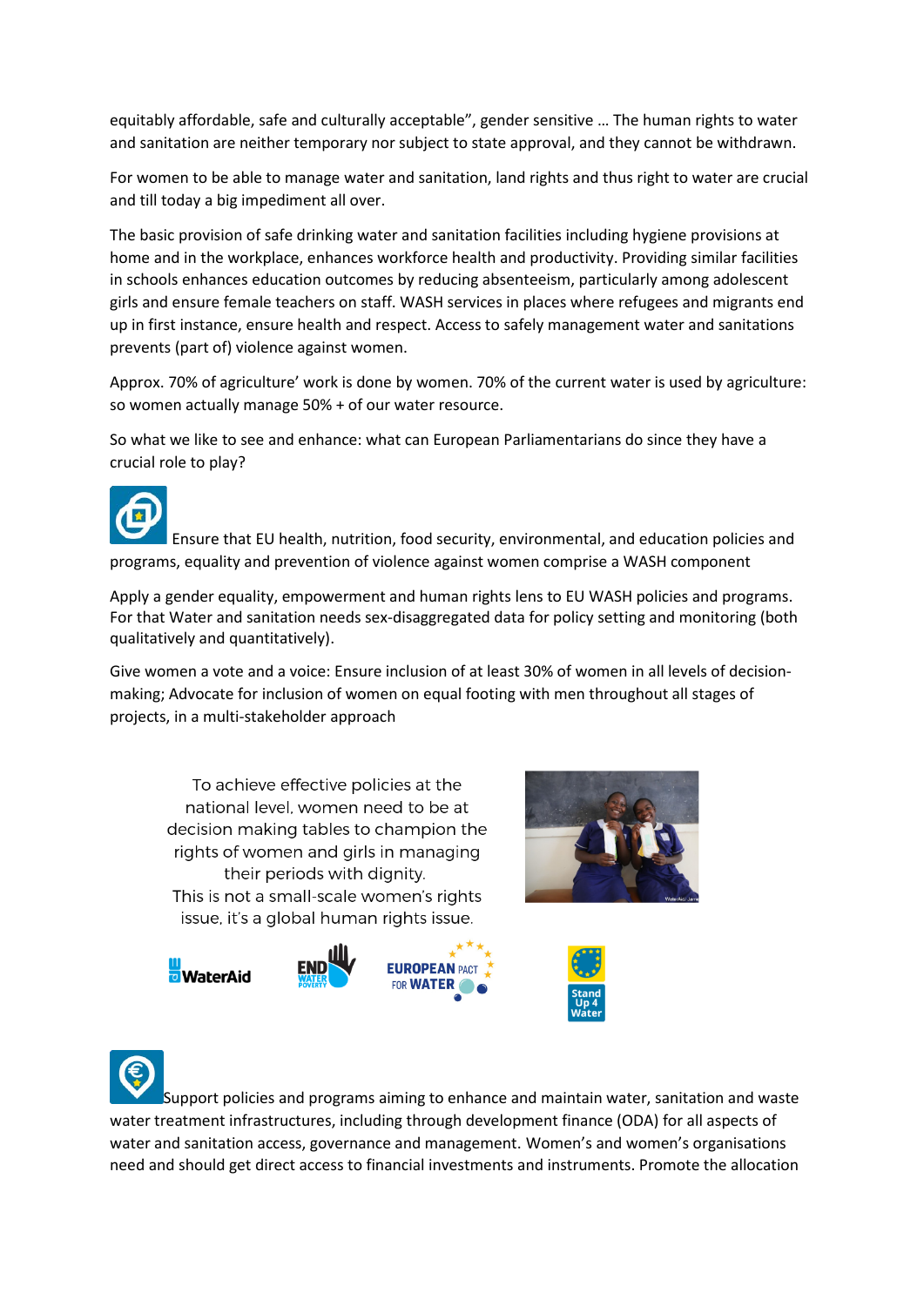equitably affordable, safe and culturally acceptable", gender sensitive … The human rights to water and sanitation are neither temporary nor subject to state approval, and they cannot be withdrawn.

For women to be able to manage water and sanitation, land rights and thus right to water are crucial and till today a big impediment all over.

The basic provision of safe drinking water and sanitation facilities including hygiene provisions at home and in the workplace, enhances workforce health and productivity. Providing similar facilities in schools enhances education outcomes by reducing absenteeism, particularly among adolescent girls and ensure female teachers on staff. WASH services in places where refugees and migrants end up in first instance, ensure health and respect. Access to safely management water and sanitations prevents (part of) violence against women.

Approx. 70% of agriculture' work is done by women. 70% of the current water is used by agriculture: so women actually manage 50% + of our water resource.

So what we like to see and enhance: what can European Parliamentarians do since they have a crucial role to play?

Ensure that EU health, nutrition, food security, environmental, and education policies and programs, equality and prevention of violence against women comprise a WASH component

Apply a gender equality, empowerment and human rights lens to EU WASH policies and programs. For that Water and sanitation needs sex-disaggregated data for policy setting and monitoring (both qualitatively and quantitatively).

Give women a vote and a voice: Ensure inclusion of at least 30% of women in all levels of decision-making; Advocate for inclusion of women on equal footing with men throughout all stages of projects, in a multi-stakeholder approach

To achieve effective policies at the national level, women need to be at decision making tables to champion the rights of women and girls in managing their periods with dignity.
This is not a small-scale women's rights issue, it's a global human rights issue.

WaterAid END WATER POVERTY EUROPEAN PACT FOR WATER Stand Up 4 Water

Support policies and programs aiming to enhance and maintain water, sanitation and waste water treatment infrastructures, including through development finance (ODA) for all aspects of water and sanitation access, governance and management. Women's and women's organisations need and should get direct access to financial investments and instruments. Promote the allocation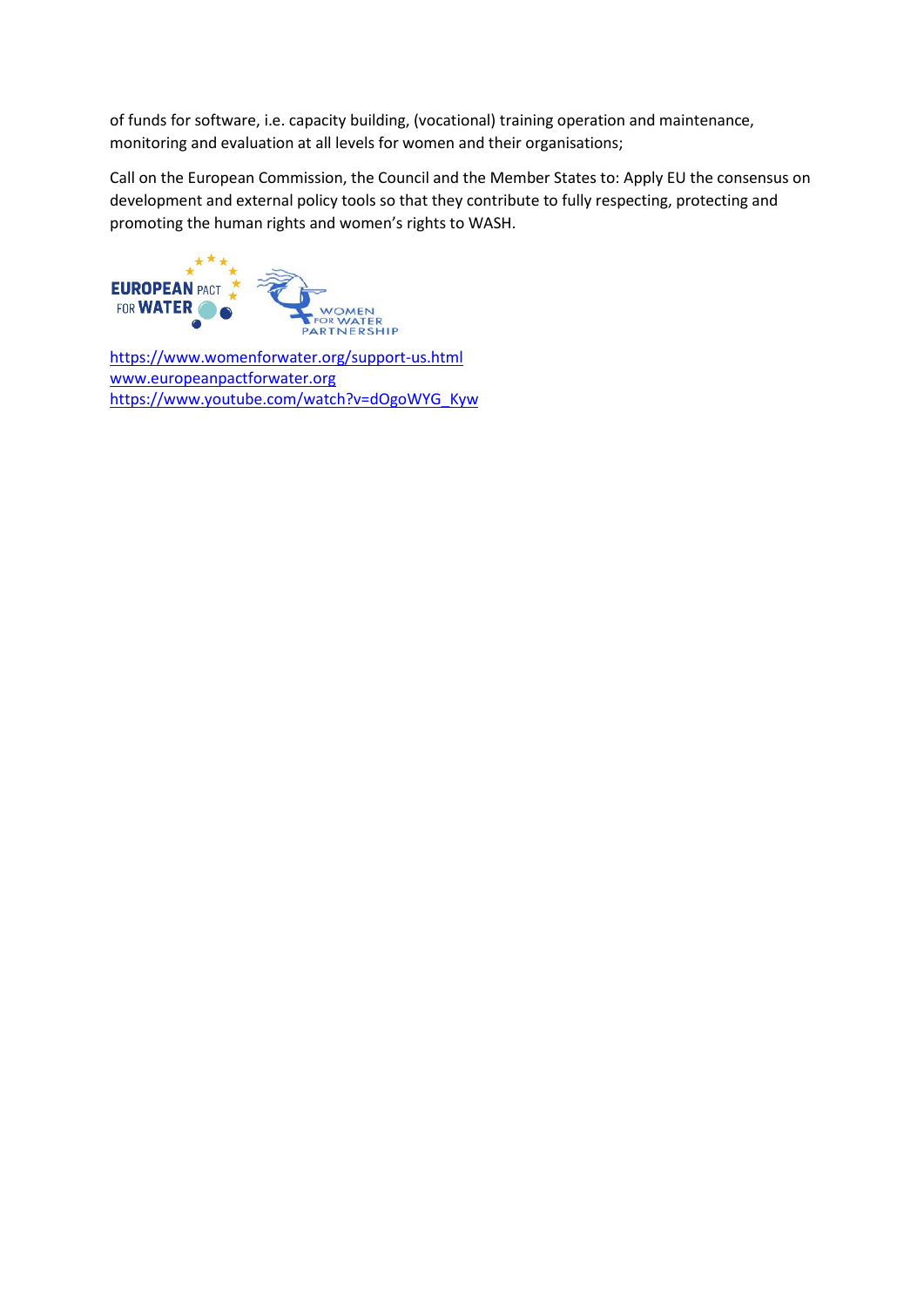of funds for software, i.e. capacity building, (vocational) training operation and maintenance, monitoring and evaluation at all levels for women and their organisations;

Call on the European Commission, the Council and the Member States to: Apply EU the consensus on development and external policy tools so that they contribute to fully respecting, protecting and promoting the human rights and women's rights to WASH.

https://www.womenforwater.org/support-us.html
www.europeanpactforwater.org
https://www.youtube.com/watch?v=dOgoWYG_Kyw